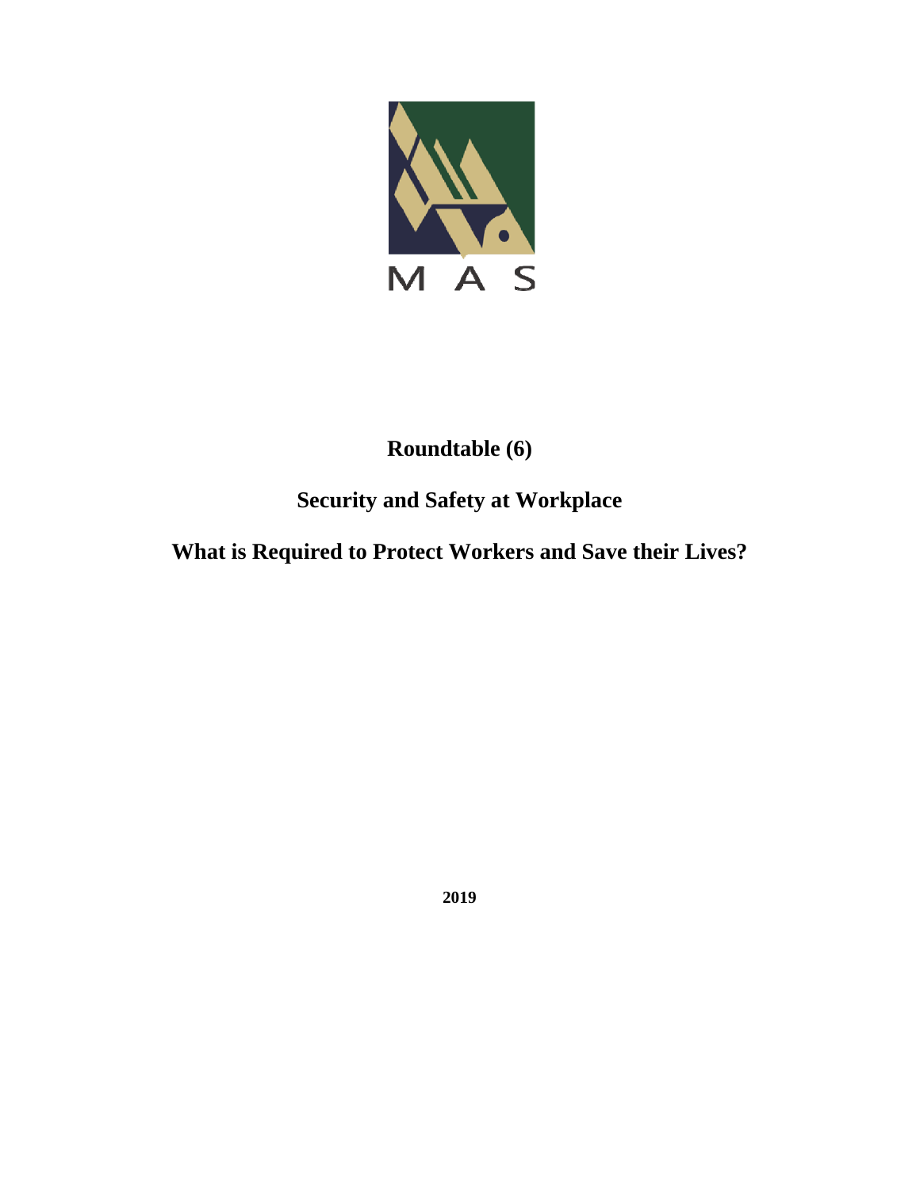M A S

# Roundtable (6)

## Security and Safety at Workplace

## What is Required to Protect Workers and Save their Lives?

**2019**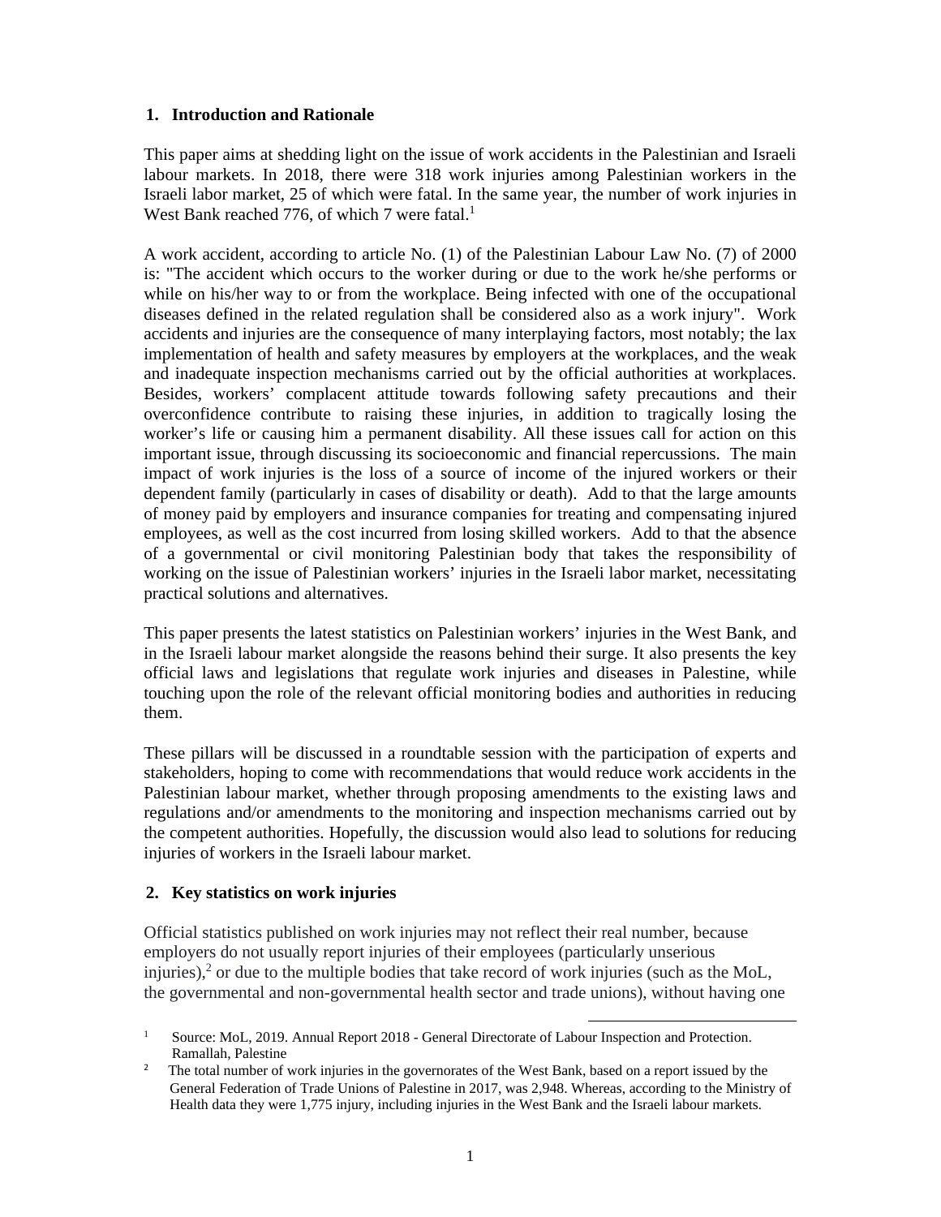## 1. Introduction and Rationale

This paper aims at shedding light on the issue of work accidents in the Palestinian and Israeli labour markets. In 2018, there were 318 work injuries among Palestinian workers in the Israeli labor market, 25 of which were fatal. In the same year, the number of work injuries in West Bank reached 776, of which 7 were fatal.[1]

A work accident, according to article No. (1) of the Palestinian Labour Law No. (7) of 2000 is: "The accident which occurs to the worker during or due to the work he/she performs or while on his/her way to or from the workplace. Being infected with one of the occupational diseases defined in the related regulation shall be considered also as a work injury". Work accidents and injuries are the consequence of many interplaying factors, most notably; the lax implementation of health and safety measures by employers at the workplaces, and the weak and inadequate inspection mechanisms carried out by the official authorities at workplaces. Besides, workers' complacent attitude towards following safety precautions and their overconfidence contribute to raising these injuries, in addition to tragically losing the worker's life or causing him a permanent disability. All these issues call for action on this important issue, through discussing its socioeconomic and financial repercussions. The main impact of work injuries is the loss of a source of income of the injured workers or their dependent family (particularly in cases of disability or death). Add to that the large amounts of money paid by employers and insurance companies for treating and compensating injured employees, as well as the cost incurred from losing skilled workers. Add to that the absence of a governmental or civil monitoring Palestinian body that takes the responsibility of working on the issue of Palestinian workers' injuries in the Israeli labor market, necessitating practical solutions and alternatives.

This paper presents the latest statistics on Palestinian workers' injuries in the West Bank, and in the Israeli labour market alongside the reasons behind their surge. It also presents the key official laws and legislations that regulate work injuries and diseases in Palestine, while touching upon the role of the relevant official monitoring bodies and authorities in reducing them.

These pillars will be discussed in a roundtable session with the participation of experts and stakeholders, hoping to come with recommendations that would reduce work accidents in the Palestinian labour market, whether through proposing amendments to the existing laws and regulations and/or amendments to the monitoring and inspection mechanisms carried out by the competent authorities. Hopefully, the discussion would also lead to solutions for reducing injuries of workers in the Israeli labour market.

## 2. Key statistics on work injuries

Official statistics published on work injuries may not reflect their real number, because employers do not usually report injuries of their employees (particularly unserious injuries),[2] or due to the multiple bodies that take record of work injuries (such as the MoL, the governmental and non-governmental health sector and trade unions), without having one

---

[1] Source: MoL, 2019. Annual Report 2018 - General Directorate of Labour Inspection and Protection. Ramallah, Palestine

[2] The total number of work injuries in the governorates of the West Bank, based on a report issued by the General Federation of Trade Unions of Palestine in 2017, was 2,948. Whereas, according to the Ministry of Health data they were 1,775 injury, including injuries in the West Bank and the Israeli labour markets.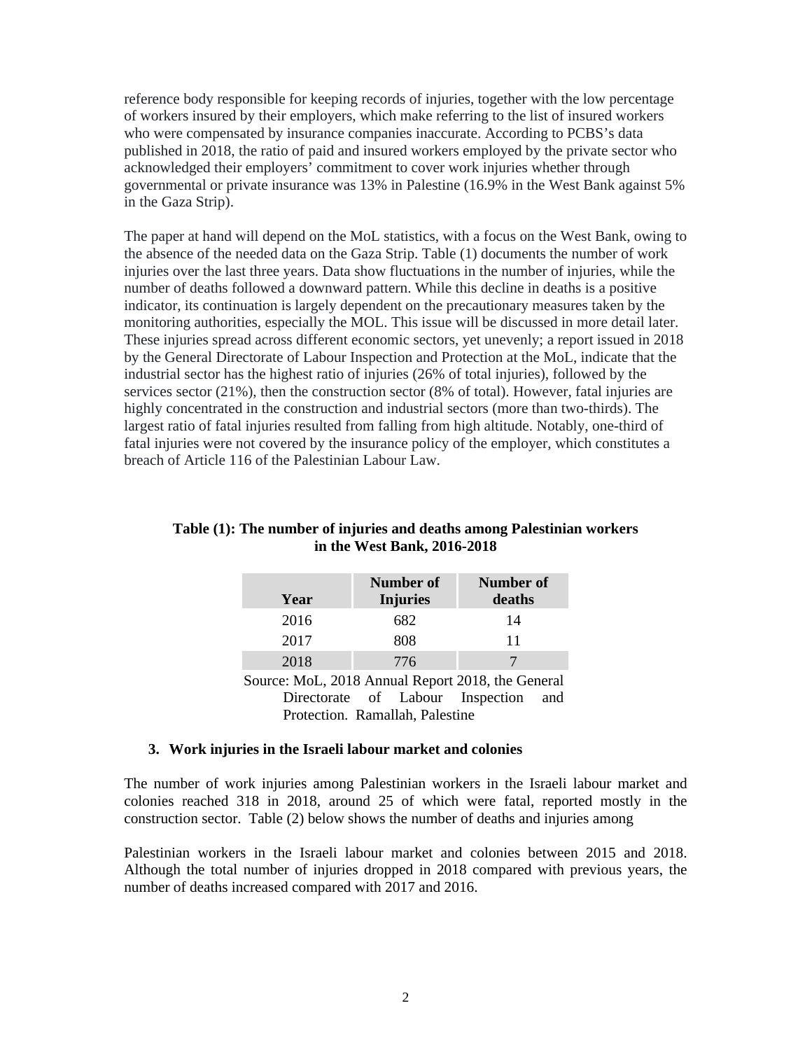reference body responsible for keeping records of injuries, together with the low percentage of workers insured by their employers, which make referring to the list of insured workers who were compensated by insurance companies inaccurate. According to PCBS's data published in 2018, the ratio of paid and insured workers employed by the private sector who acknowledged their employers' commitment to cover work injuries whether through governmental or private insurance was 13% in Palestine (16.9% in the West Bank against 5% in the Gaza Strip).

The paper at hand will depend on the MoL statistics, with a focus on the West Bank, owing to the absence of the needed data on the Gaza Strip. Table (1) documents the number of work injuries over the last three years. Data show fluctuations in the number of injuries, while the number of deaths followed a downward pattern. While this decline in deaths is a positive indicator, its continuation is largely dependent on the precautionary measures taken by the monitoring authorities, especially the MOL. This issue will be discussed in more detail later. These injuries spread across different economic sectors, yet unevenly; a report issued in 2018 by the General Directorate of Labour Inspection and Protection at the MoL, indicate that the industrial sector has the highest ratio of injuries (26% of total injuries), followed by the services sector (21%), then the construction sector (8% of total). However, fatal injuries are highly concentrated in the construction and industrial sectors (more than two-thirds). The largest ratio of fatal injuries resulted from falling from high altitude. Notably, one-third of fatal injuries were not covered by the insurance policy of the employer, which constitutes a breach of Article 116 of the Palestinian Labour Law.

**Table (1): The number of injuries and deaths among Palestinian workers in the West Bank, 2016-2018**

| Year | Number of Injuries | Number of deaths |
|---|---|---|
| 2016 | 682 | 14 |
| 2017 | 808 | 11 |
| 2018 | 776 | 7 |

Source: MoL, 2018 Annual Report 2018, the General Directorate of Labour Inspection and Protection. Ramallah, Palestine

### 3. Work injuries in the Israeli labour market and colonies

The number of work injuries among Palestinian workers in the Israeli labour market and colonies reached 318 in 2018, around 25 of which were fatal, reported mostly in the construction sector. Table (2) below shows the number of deaths and injuries among

Palestinian workers in the Israeli labour market and colonies between 2015 and 2018. Although the total number of injuries dropped in 2018 compared with previous years, the number of deaths increased compared with 2017 and 2016.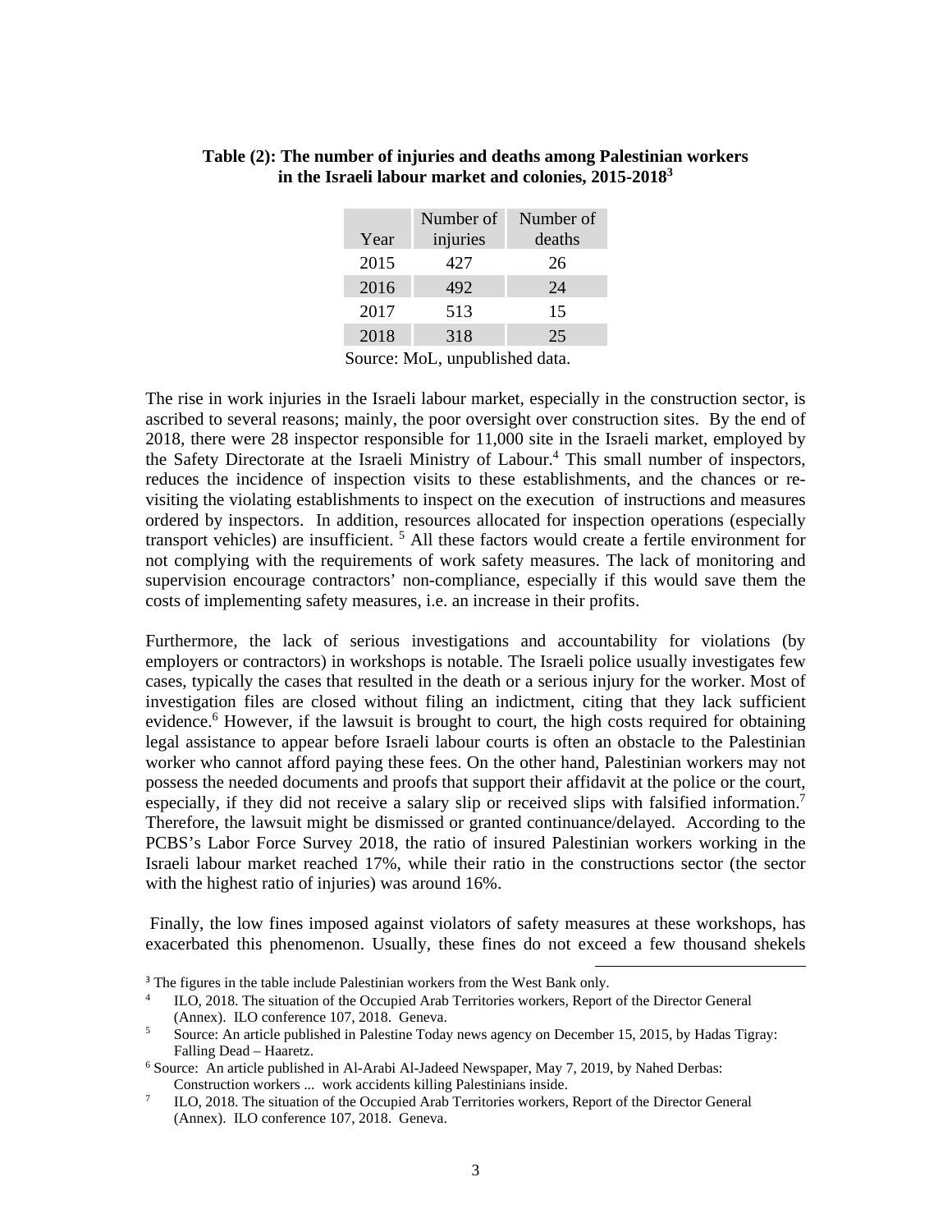**Table (2): The number of injuries and deaths among Palestinian workers in the Israeli labour market and colonies, 2015-2018[3]**

| Year | Number of injuries | Number of deaths |
|---|---|---|
| 2015 | 427 | 26 |
| 2016 | 492 | 24 |
| 2017 | 513 | 15 |
| 2018 | 318 | 25 |

Source: MoL, unpublished data.

The rise in work injuries in the Israeli labour market, especially in the construction sector, is ascribed to several reasons; mainly, the poor oversight over construction sites. By the end of 2018, there were 28 inspector responsible for 11,000 site in the Israeli market, employed by the Safety Directorate at the Israeli Ministry of Labour.[4] This small number of inspectors, reduces the incidence of inspection visits to these establishments, and the chances or re-visiting the violating establishments to inspect on the execution of instructions and measures ordered by inspectors. In addition, resources allocated for inspection operations (especially transport vehicles) are insufficient. [5] All these factors would create a fertile environment for not complying with the requirements of work safety measures. The lack of monitoring and supervision encourage contractors' non-compliance, especially if this would save them the costs of implementing safety measures, i.e. an increase in their profits.

Furthermore, the lack of serious investigations and accountability for violations (by employers or contractors) in workshops is notable. The Israeli police usually investigates few cases, typically the cases that resulted in the death or a serious injury for the worker. Most of investigation files are closed without filing an indictment, citing that they lack sufficient evidence.[6] However, if the lawsuit is brought to court, the high costs required for obtaining legal assistance to appear before Israeli labour courts is often an obstacle to the Palestinian worker who cannot afford paying these fees. On the other hand, Palestinian workers may not possess the needed documents and proofs that support their affidavit at the police or the court, especially, if they did not receive a salary slip or received slips with falsified information.[7] Therefore, the lawsuit might be dismissed or granted continuance/delayed. According to the PCBS's Labor Force Survey 2018, the ratio of insured Palestinian workers working in the Israeli labour market reached 17%, while their ratio in the constructions sector (the sector with the highest ratio of injuries) was around 16%.

Finally, the low fines imposed against violators of safety measures at these workshops, has exacerbated this phenomenon. Usually, these fines do not exceed a few thousand shekels

---

[3] The figures in the table include Palestinian workers from the West Bank only.

[4] ILO, 2018. The situation of the Occupied Arab Territories workers, Report of the Director General (Annex). ILO conference 107, 2018. Geneva.

[5] Source: An article published in Palestine Today news agency on December 15, 2015, by Hadas Tigray: Falling Dead – Haaretz.

[6] Source: An article published in Al-Arabi Al-Jadeed Newspaper, May 7, 2019, by Nahed Derbas: Construction workers ... work accidents killing Palestinians inside.

[7] ILO, 2018. The situation of the Occupied Arab Territories workers, Report of the Director General (Annex). ILO conference 107, 2018. Geneva.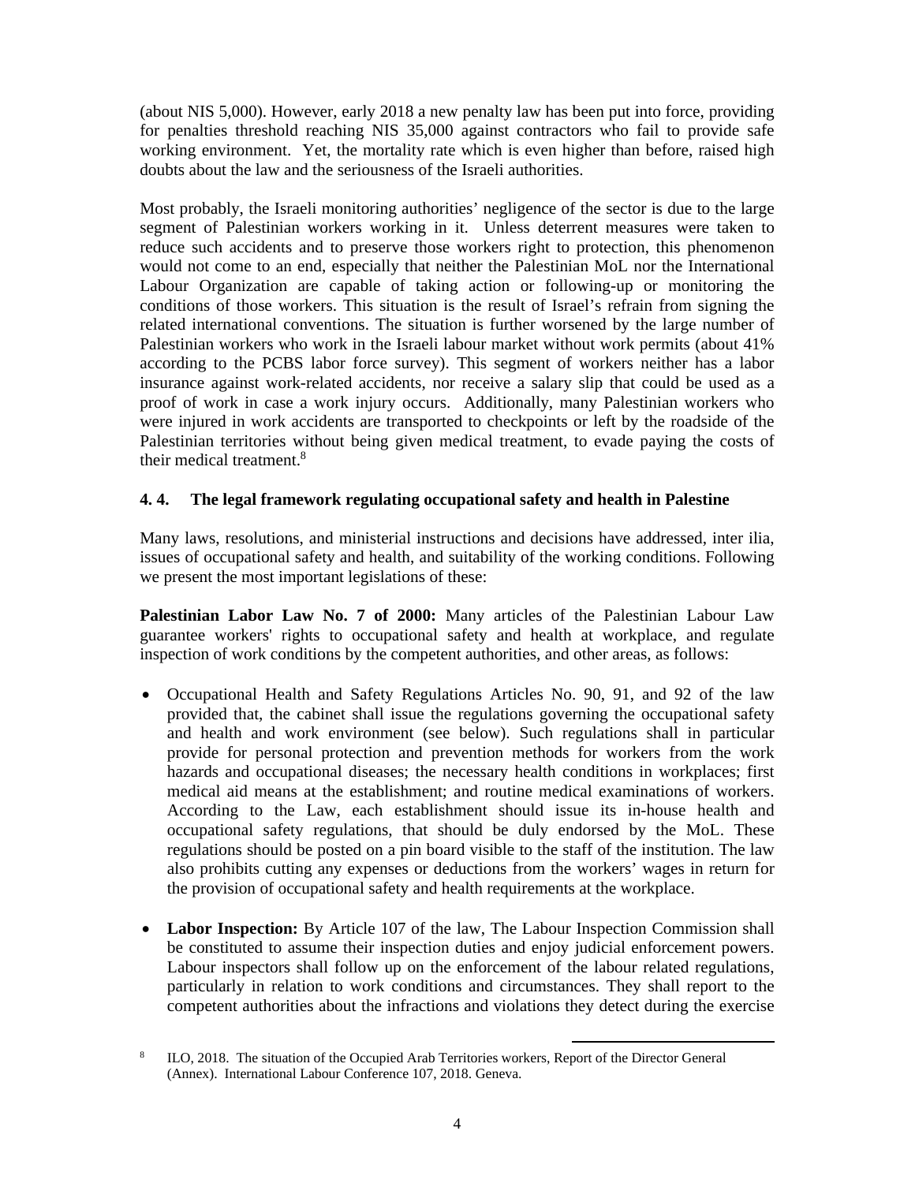(about NIS 5,000). However, early 2018 a new penalty law has been put into force, providing for penalties threshold reaching NIS 35,000 against contractors who fail to provide safe working environment. Yet, the mortality rate which is even higher than before, raised high doubts about the law and the seriousness of the Israeli authorities.

Most probably, the Israeli monitoring authorities' negligence of the sector is due to the large segment of Palestinian workers working in it. Unless deterrent measures were taken to reduce such accidents and to preserve those workers right to protection, this phenomenon would not come to an end, especially that neither the Palestinian MoL nor the International Labour Organization are capable of taking action or following-up or monitoring the conditions of those workers. This situation is the result of Israel's refrain from signing the related international conventions. The situation is further worsened by the large number of Palestinian workers who work in the Israeli labour market without work permits (about 41% according to the PCBS labor force survey). This segment of workers neither has a labor insurance against work-related accidents, nor receive a salary slip that could be used as a proof of work in case a work injury occurs. Additionally, many Palestinian workers who were injured in work accidents are transported to checkpoints or left by the roadside of the Palestinian territories without being given medical treatment, to evade paying the costs of their medical treatment.[8]

### 4. 4. The legal framework regulating occupational safety and health in Palestine

Many laws, resolutions, and ministerial instructions and decisions have addressed, inter ilia, issues of occupational safety and health, and suitability of the working conditions. Following we present the most important legislations of these:

**Palestinian Labor Law No. 7 of 2000:** Many articles of the Palestinian Labour Law guarantee workers' rights to occupational safety and health at workplace, and regulate inspection of work conditions by the competent authorities, and other areas, as follows:

- Occupational Health and Safety Regulations Articles No. 90, 91, and 92 of the law provided that, the cabinet shall issue the regulations governing the occupational safety and health and work environment (see below). Such regulations shall in particular provide for personal protection and prevention methods for workers from the work hazards and occupational diseases; the necessary health conditions in workplaces; first medical aid means at the establishment; and routine medical examinations of workers. According to the Law, each establishment should issue its in-house health and occupational safety regulations, that should be duly endorsed by the MoL. These regulations should be posted on a pin board visible to the staff of the institution. The law also prohibits cutting any expenses or deductions from the workers' wages in return for the provision of occupational safety and health requirements at the workplace.

- **Labor Inspection:** By Article 107 of the law, The Labour Inspection Commission shall be constituted to assume their inspection duties and enjoy judicial enforcement powers. Labour inspectors shall follow up on the enforcement of the labour related regulations, particularly in relation to work conditions and circumstances. They shall report to the competent authorities about the infractions and violations they detect during the exercise

---

[8] ILO, 2018. The situation of the Occupied Arab Territories workers, Report of the Director General (Annex). International Labour Conference 107, 2018. Geneva.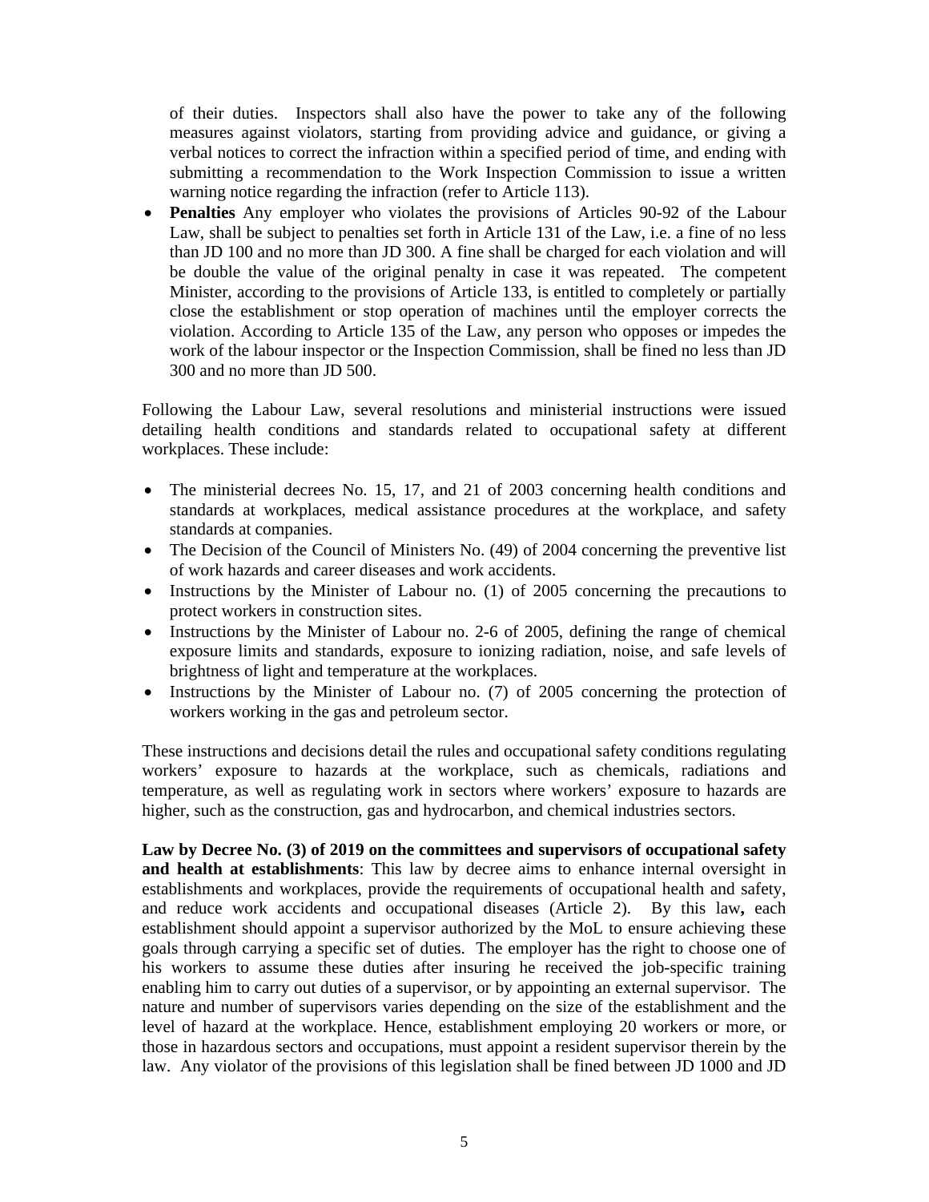of their duties. Inspectors shall also have the power to take any of the following measures against violators, starting from providing advice and guidance, or giving a verbal notices to correct the infraction within a specified period of time, and ending with submitting a recommendation to the Work Inspection Commission to issue a written warning notice regarding the infraction (refer to Article 113).

- **Penalties** Any employer who violates the provisions of Articles 90-92 of the Labour Law, shall be subject to penalties set forth in Article 131 of the Law, i.e. a fine of no less than JD 100 and no more than JD 300. A fine shall be charged for each violation and will be double the value of the original penalty in case it was repeated. The competent Minister, according to the provisions of Article 133, is entitled to completely or partially close the establishment or stop operation of machines until the employer corrects the violation. According to Article 135 of the Law, any person who opposes or impedes the work of the labour inspector or the Inspection Commission, shall be fined no less than JD 300 and no more than JD 500.

Following the Labour Law, several resolutions and ministerial instructions were issued detailing health conditions and standards related to occupational safety at different workplaces. These include:

- The ministerial decrees No. 15, 17, and 21 of 2003 concerning health conditions and standards at workplaces, medical assistance procedures at the workplace, and safety standards at companies.
- The Decision of the Council of Ministers No. (49) of 2004 concerning the preventive list of work hazards and career diseases and work accidents.
- Instructions by the Minister of Labour no. (1) of 2005 concerning the precautions to protect workers in construction sites.
- Instructions by the Minister of Labour no. 2-6 of 2005, defining the range of chemical exposure limits and standards, exposure to ionizing radiation, noise, and safe levels of brightness of light and temperature at the workplaces.
- Instructions by the Minister of Labour no. (7) of 2005 concerning the protection of workers working in the gas and petroleum sector.

These instructions and decisions detail the rules and occupational safety conditions regulating workers' exposure to hazards at the workplace, such as chemicals, radiations and temperature, as well as regulating work in sectors where workers' exposure to hazards are higher, such as the construction, gas and hydrocarbon, and chemical industries sectors.

**Law by Decree No. (3) of 2019 on the committees and supervisors of occupational safety and health at establishments**: This law by decree aims to enhance internal oversight in establishments and workplaces, provide the requirements of occupational health and safety, and reduce work accidents and occupational diseases (Article 2). By this law**,** each establishment should appoint a supervisor authorized by the MoL to ensure achieving these goals through carrying a specific set of duties. The employer has the right to choose one of his workers to assume these duties after insuring he received the job-specific training enabling him to carry out duties of a supervisor, or by appointing an external supervisor. The nature and number of supervisors varies depending on the size of the establishment and the level of hazard at the workplace. Hence, establishment employing 20 workers or more, or those in hazardous sectors and occupations, must appoint a resident supervisor therein by the law. Any violator of the provisions of this legislation shall be fined between JD 1000 and JD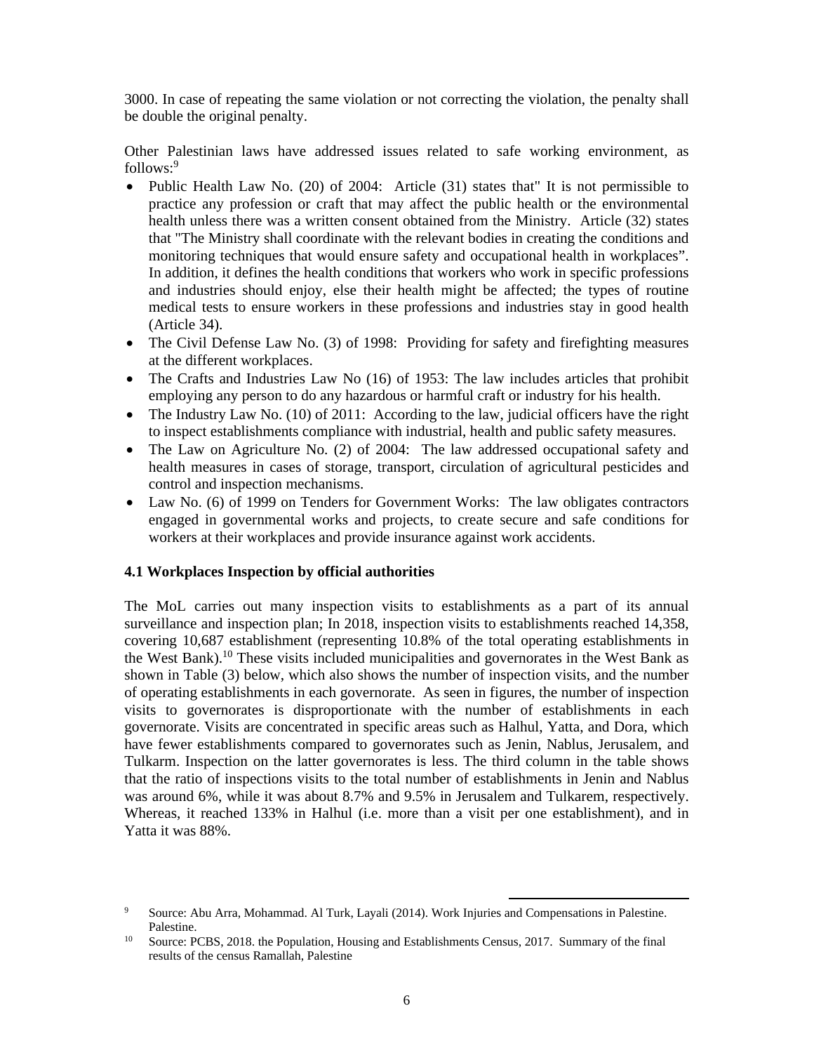3000. In case of repeating the same violation or not correcting the violation, the penalty shall be double the original penalty.

Other Palestinian laws have addressed issues related to safe working environment, as follows:[9]

- Public Health Law No. (20) of 2004: Article (31) states that" It is not permissible to practice any profession or craft that may affect the public health or the environmental health unless there was a written consent obtained from the Ministry. Article (32) states that "The Ministry shall coordinate with the relevant bodies in creating the conditions and monitoring techniques that would ensure safety and occupational health in workplaces". In addition, it defines the health conditions that workers who work in specific professions and industries should enjoy, else their health might be affected; the types of routine medical tests to ensure workers in these professions and industries stay in good health (Article 34).
- The Civil Defense Law No. (3) of 1998: Providing for safety and firefighting measures at the different workplaces.
- The Crafts and Industries Law No (16) of 1953: The law includes articles that prohibit employing any person to do any hazardous or harmful craft or industry for his health.
- The Industry Law No. (10) of 2011: According to the law, judicial officers have the right to inspect establishments compliance with industrial, health and public safety measures.
- The Law on Agriculture No. (2) of 2004: The law addressed occupational safety and health measures in cases of storage, transport, circulation of agricultural pesticides and control and inspection mechanisms.
- Law No. (6) of 1999 on Tenders for Government Works: The law obligates contractors engaged in governmental works and projects, to create secure and safe conditions for workers at their workplaces and provide insurance against work accidents.

### 4.1 Workplaces Inspection by official authorities

The MoL carries out many inspection visits to establishments as a part of its annual surveillance and inspection plan; In 2018, inspection visits to establishments reached 14,358, covering 10,687 establishment (representing 10.8% of the total operating establishments in the West Bank).[10] These visits included municipalities and governorates in the West Bank as shown in Table (3) below, which also shows the number of inspection visits, and the number of operating establishments in each governorate. As seen in figures, the number of inspection visits to governorates is disproportionate with the number of establishments in each governorate. Visits are concentrated in specific areas such as Halhul, Yatta, and Dora, which have fewer establishments compared to governorates such as Jenin, Nablus, Jerusalem, and Tulkarm. Inspection on the latter governorates is less. The third column in the table shows that the ratio of inspections visits to the total number of establishments in Jenin and Nablus was around 6%, while it was about 8.7% and 9.5% in Jerusalem and Tulkarem, respectively. Whereas, it reached 133% in Halhul (i.e. more than a visit per one establishment), and in Yatta it was 88%.

[9] Source: Abu Arra, Mohammad. Al Turk, Layali (2014). Work Injuries and Compensations in Palestine. Palestine.

[10] Source: PCBS, 2018. the Population, Housing and Establishments Census, 2017. Summary of the final results of the census Ramallah, Palestine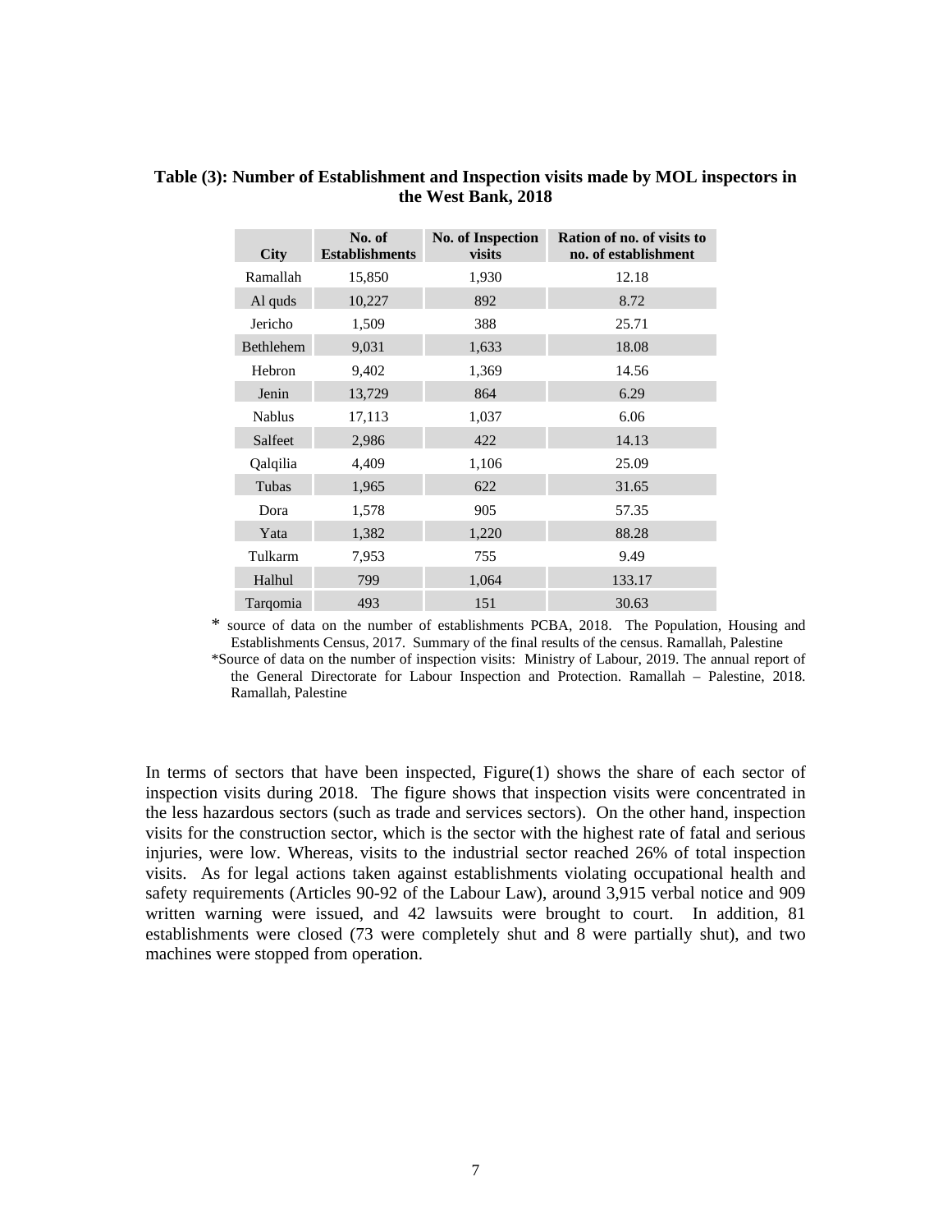**Table (3): Number of Establishment and Inspection visits made by MOL inspectors in the West Bank, 2018**

| City | No. of Establishments | No. of Inspection visits | Ration of no. of visits to no. of establishment |
|---|---|---|---|
| Ramallah | 15,850 | 1,930 | 12.18 |
| Al quds | 10,227 | 892 | 8.72 |
| Jericho | 1,509 | 388 | 25.71 |
| Bethlehem | 9,031 | 1,633 | 18.08 |
| Hebron | 9,402 | 1,369 | 14.56 |
| Jenin | 13,729 | 864 | 6.29 |
| Nablus | 17,113 | 1,037 | 6.06 |
| Salfeet | 2,986 | 422 | 14.13 |
| Qalqilia | 4,409 | 1,106 | 25.09 |
| Tubas | 1,965 | 622 | 31.65 |
| Dora | 1,578 | 905 | 57.35 |
| Yata | 1,382 | 1,220 | 88.28 |
| Tulkarm | 7,953 | 755 | 9.49 |
| Halhul | 799 | 1,064 | 133.17 |
| Tarqomia | 493 | 151 | 30.63 |

* source of data on the number of establishments PCBA, 2018. The Population, Housing and Establishments Census, 2017. Summary of the final results of the census. Ramallah, Palestine

*Source of data on the number of inspection visits: Ministry of Labour, 2019. The annual report of the General Directorate for Labour Inspection and Protection. Ramallah – Palestine, 2018. Ramallah, Palestine

In terms of sectors that have been inspected, Figure(1) shows the share of each sector of inspection visits during 2018. The figure shows that inspection visits were concentrated in the less hazardous sectors (such as trade and services sectors). On the other hand, inspection visits for the construction sector, which is the sector with the highest rate of fatal and serious injuries, were low. Whereas, visits to the industrial sector reached 26% of total inspection visits. As for legal actions taken against establishments violating occupational health and safety requirements (Articles 90-92 of the Labour Law), around 3,915 verbal notice and 909 written warning were issued, and 42 lawsuits were brought to court. In addition, 81 establishments were closed (73 were completely shut and 8 were partially shut), and two machines were stopped from operation.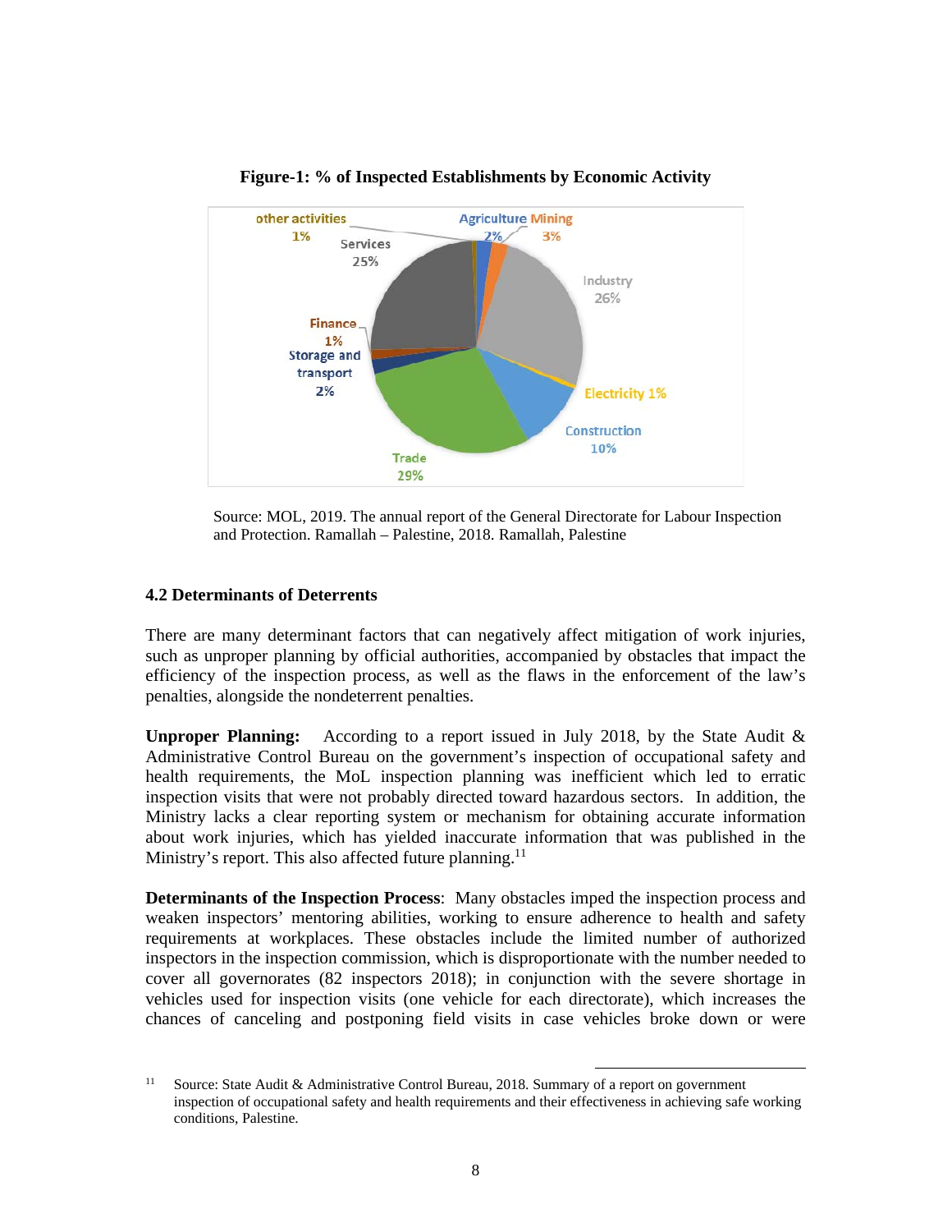**Figure-1: % of Inspected Establishments by Economic Activity**

Source: MOL, 2019. The annual report of the General Directorate for Labour Inspection and Protection. Ramallah – Palestine, 2018. Ramallah, Palestine

### 4.2 Determinants of Deterrents

There are many determinant factors that can negatively affect mitigation of work injuries, such as unproper planning by official authorities, accompanied by obstacles that impact the efficiency of the inspection process, as well as the flaws in the enforcement of the law's penalties, alongside the nondeterrent penalties.

**Unproper Planning:** According to a report issued in July 2018, by the State Audit & Administrative Control Bureau on the government's inspection of occupational safety and health requirements, the MoL inspection planning was inefficient which led to erratic inspection visits that were not probably directed toward hazardous sectors. In addition, the Ministry lacks a clear reporting system or mechanism for obtaining accurate information about work injuries, which has yielded inaccurate information that was published in the Ministry's report. This also affected future planning.[11]

**Determinants of the Inspection Process**: Many obstacles imped the inspection process and weaken inspectors' mentoring abilities, working to ensure adherence to health and safety requirements at workplaces. These obstacles include the limited number of authorized inspectors in the inspection commission, which is disproportionate with the number needed to cover all governorates (82 inspectors 2018); in conjunction with the severe shortage in vehicles used for inspection visits (one vehicle for each directorate), which increases the chances of canceling and postponing field visits in case vehicles broke down or were

[11] Source: State Audit & Administrative Control Bureau, 2018. Summary of a report on government inspection of occupational safety and health requirements and their effectiveness in achieving safe working conditions, Palestine.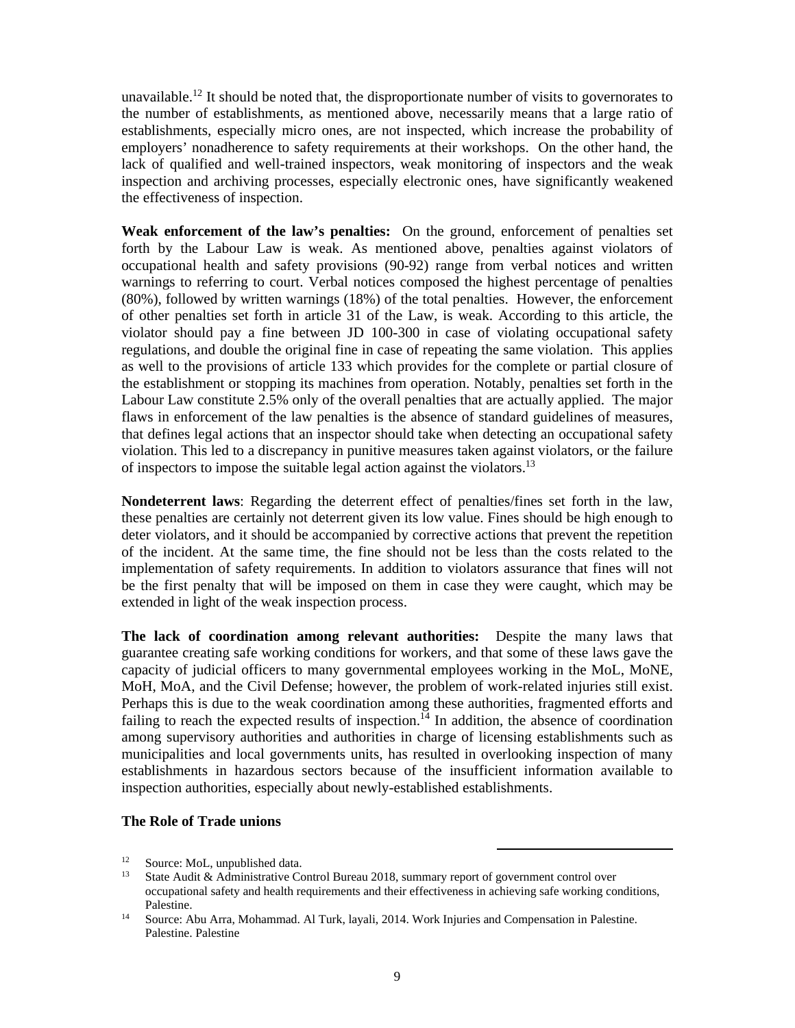unavailable.[12] It should be noted that, the disproportionate number of visits to governorates to the number of establishments, as mentioned above, necessarily means that a large ratio of establishments, especially micro ones, are not inspected, which increase the probability of employers' nonadherence to safety requirements at their workshops. On the other hand, the lack of qualified and well-trained inspectors, weak monitoring of inspectors and the weak inspection and archiving processes, especially electronic ones, have significantly weakened the effectiveness of inspection.

**Weak enforcement of the law's penalties:** On the ground, enforcement of penalties set forth by the Labour Law is weak. As mentioned above, penalties against violators of occupational health and safety provisions (90-92) range from verbal notices and written warnings to referring to court. Verbal notices composed the highest percentage of penalties (80%), followed by written warnings (18%) of the total penalties. However, the enforcement of other penalties set forth in article 31 of the Law, is weak. According to this article, the violator should pay a fine between JD 100-300 in case of violating occupational safety regulations, and double the original fine in case of repeating the same violation. This applies as well to the provisions of article 133 which provides for the complete or partial closure of the establishment or stopping its machines from operation. Notably, penalties set forth in the Labour Law constitute 2.5% only of the overall penalties that are actually applied. The major flaws in enforcement of the law penalties is the absence of standard guidelines of measures, that defines legal actions that an inspector should take when detecting an occupational safety violation. This led to a discrepancy in punitive measures taken against violators, or the failure of inspectors to impose the suitable legal action against the violators.[13]

**Nondeterrent laws**: Regarding the deterrent effect of penalties/fines set forth in the law, these penalties are certainly not deterrent given its low value. Fines should be high enough to deter violators, and it should be accompanied by corrective actions that prevent the repetition of the incident. At the same time, the fine should not be less than the costs related to the implementation of safety requirements. In addition to violators assurance that fines will not be the first penalty that will be imposed on them in case they were caught, which may be extended in light of the weak inspection process.

**The lack of coordination among relevant authorities:** Despite the many laws that guarantee creating safe working conditions for workers, and that some of these laws gave the capacity of judicial officers to many governmental employees working in the MoL, MoNE, MoH, MoA, and the Civil Defense; however, the problem of work-related injuries still exist. Perhaps this is due to the weak coordination among these authorities, fragmented efforts and failing to reach the expected results of inspection.[14] In addition, the absence of coordination among supervisory authorities and authorities in charge of licensing establishments such as municipalities and local governments units, has resulted in overlooking inspection of many establishments in hazardous sectors because of the insufficient information available to inspection authorities, especially about newly-established establishments.

**The Role of Trade unions**

[12] Source: MoL, unpublished data.

[13] State Audit & Administrative Control Bureau 2018, summary report of government control over occupational safety and health requirements and their effectiveness in achieving safe working conditions, Palestine.

[14] Source: Abu Arra, Mohammad. Al Turk, layali, 2014. Work Injuries and Compensation in Palestine. Palestine. Palestine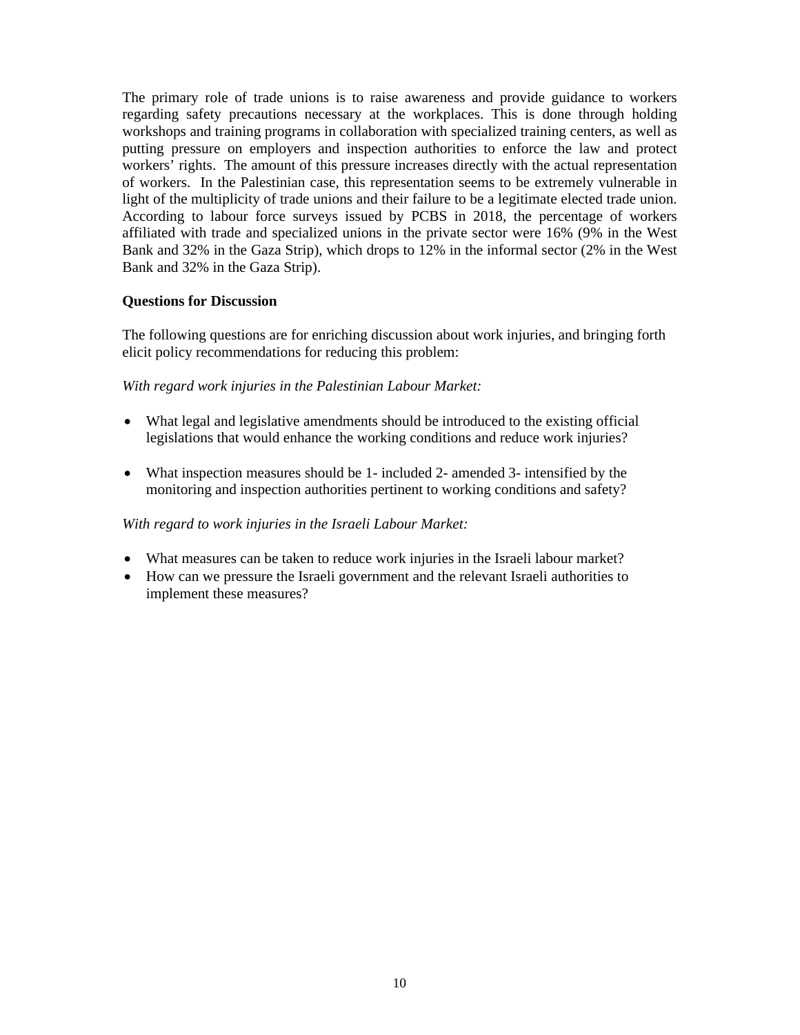The primary role of trade unions is to raise awareness and provide guidance to workers regarding safety precautions necessary at the workplaces. This is done through holding workshops and training programs in collaboration with specialized training centers, as well as putting pressure on employers and inspection authorities to enforce the law and protect workers' rights. The amount of this pressure increases directly with the actual representation of workers. In the Palestinian case, this representation seems to be extremely vulnerable in light of the multiplicity of trade unions and their failure to be a legitimate elected trade union. According to labour force surveys issued by PCBS in 2018, the percentage of workers affiliated with trade and specialized unions in the private sector were 16% (9% in the West Bank and 32% in the Gaza Strip), which drops to 12% in the informal sector (2% in the West Bank and 32% in the Gaza Strip).

**Questions for Discussion**

The following questions are for enriching discussion about work injuries, and bringing forth elicit policy recommendations for reducing this problem:

*With regard work injuries in the Palestinian Labour Market:*

- What legal and legislative amendments should be introduced to the existing official legislations that would enhance the working conditions and reduce work injuries?

- What inspection measures should be 1- included 2- amended 3- intensified by the monitoring and inspection authorities pertinent to working conditions and safety?

*With regard to work injuries in the Israeli Labour Market:*

- What measures can be taken to reduce work injuries in the Israeli labour market?
- How can we pressure the Israeli government and the relevant Israeli authorities to implement these measures?